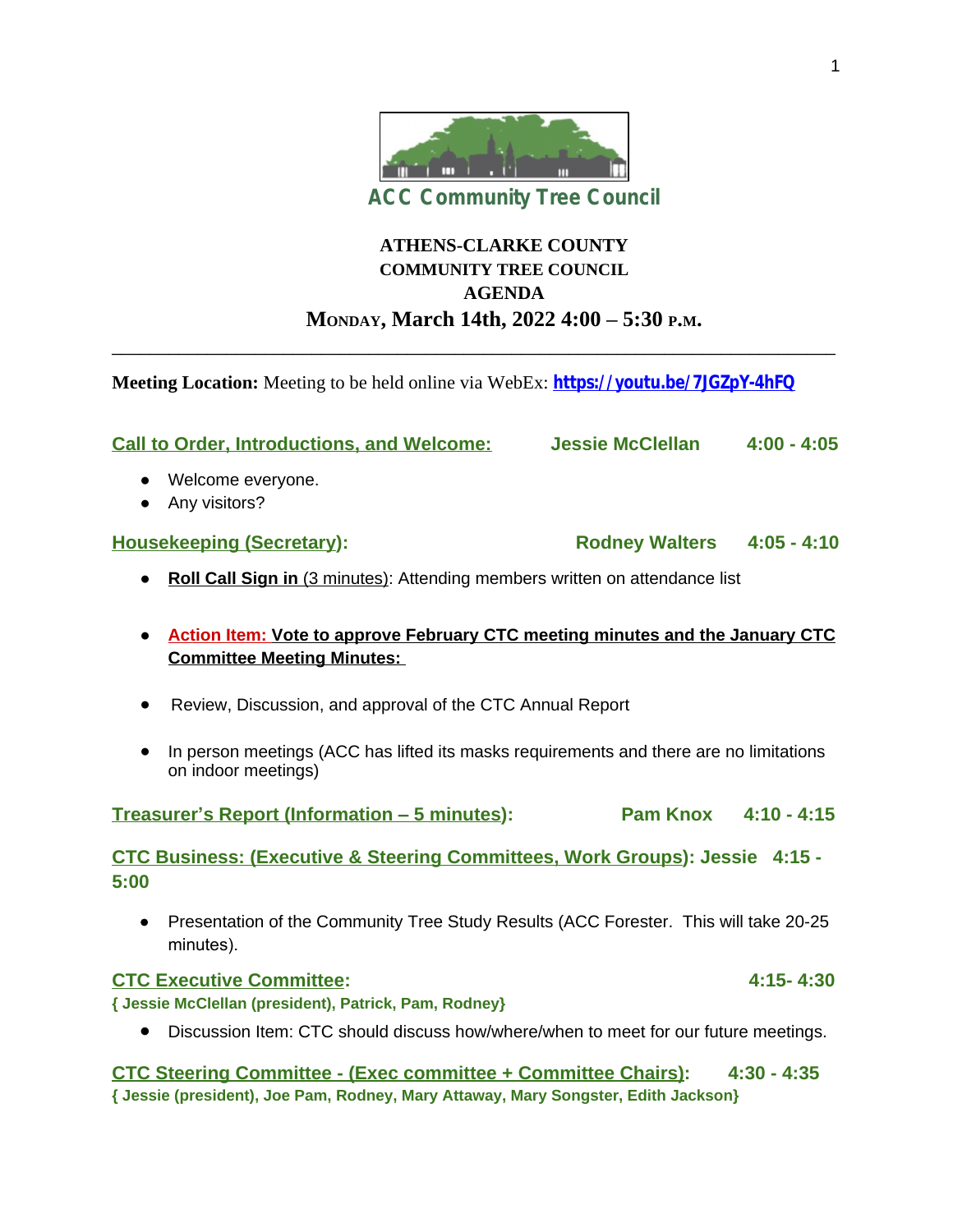ACC Community Tree Council

# ATHENS-CLARKE COUNTY
## COMMUNITY TREE COUNCIL
## AGENDA
## MONDAY, March 14th, 2022 4:00 – 5:30 P.M.

---

**Meeting Location:** Meeting to be held online via WebEx: **https://youtu.be/7JGZpY-4hFQ**

**Call to Order, Introductions, and Welcome:** **Jessie McClellan** **4:00 - 4:05**

- Welcome everyone.
- Any visitors?

**Housekeeping (Secretary):** **Rodney Walters** **4:05 - 4:10**

- **Roll Call Sign in** (3 minutes): Attending members written on attendance list
- **Action Item: Vote to approve February CTC meeting minutes and the January CTC Committee Meeting Minutes:**
- Review, Discussion, and approval of the CTC Annual Report
- In person meetings (ACC has lifted its masks requirements and there are no limitations on indoor meetings)

**Treasurer's Report (Information – 5 minutes):** **Pam Knox** **4:10 - 4:15**

**CTC Business: (Executive & Steering Committees, Work Groups): Jessie 4:15 - 5:00**

- Presentation of the Community Tree Study Results (ACC Forester. This will take 20-25 minutes).

**CTC Executive Committee:** **4:15- 4:30**

**{ Jessie McClellan (president), Patrick, Pam, Rodney}**

- Discussion Item: CTC should discuss how/where/when to meet for our future meetings.

**CTC Steering Committee - (Exec committee + Committee Chairs):** **4:30 - 4:35**

**{ Jessie (president), Joe Pam, Rodney, Mary Attaway, Mary Songster, Edith Jackson}**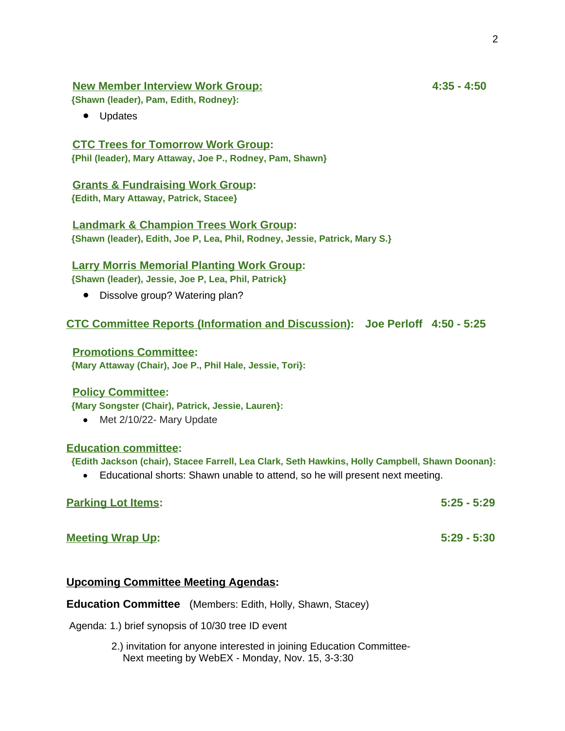**New Member Interview Work Group:** **4:35 - 4:50**
**{Shawn (leader), Pam, Edith, Rodney}:**

- Updates

**CTC Trees for Tomorrow Work Group:**
**{Phil (leader), Mary Attaway, Joe P., Rodney, Pam, Shawn}**

**Grants & Fundraising Work Group:**
**{Edith, Mary Attaway, Patrick, Stacee}**

**Landmark & Champion Trees Work Group:**
**{Shawn (leader), Edith, Joe P, Lea, Phil, Rodney, Jessie, Patrick, Mary S.}**

**Larry Morris Memorial Planting Work Group:**
**{Shawn (leader), Jessie, Joe P, Lea, Phil, Patrick}**

- Dissolve group? Watering plan?

**CTC Committee Reports (Information and Discussion):** **Joe Perloff** **4:50 - 5:25**

**Promotions Committee:**
**{Mary Attaway (Chair), Joe P., Phil Hale, Jessie, Tori}:**

**Policy Committee:**
**{Mary Songster (Chair), Patrick, Jessie, Lauren}:**

- Met 2/10/22- Mary Update

**Education committee:**
**{Edith Jackson (chair), Stacee Farrell, Lea Clark, Seth Hawkins, Holly Campbell, Shawn Doonan}:**

- Educational shorts: Shawn unable to attend, so he will present next meeting.

**Parking Lot Items:** **5:25 - 5:29**

**Meeting Wrap Up:** **5:29 - 5:30**

**Upcoming Committee Meeting Agendas:**

**Education Committee** (Members: Edith, Holly, Shawn, Stacey)

Agenda: 1.) brief synopsis of 10/30 tree ID event

2.) invitation for anyone interested in joining Education Committee-
Next meeting by WebEX - Monday, Nov. 15, 3-3:30